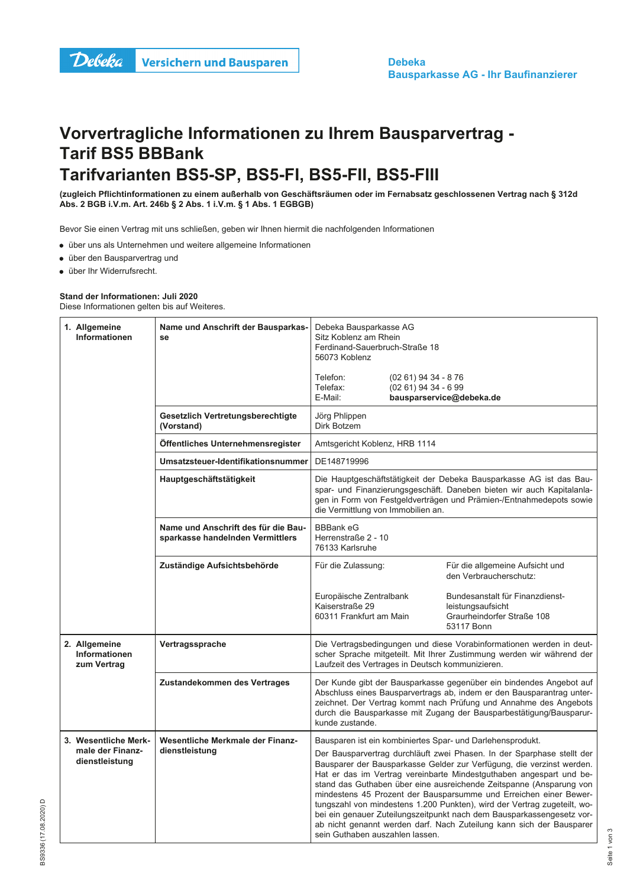Debeka Versichern und Bausparen

**Debeka**
**Bausparkasse AG - Ihr Baufinanzierer**

# Vorvertragliche Informationen zu Ihrem Bausparvertrag - Tarif BS5 BBBank
# Tarifvarianten BS5-SP, BS5-FI, BS5-FII, BS5-FIII

**(zugleich Pflichtinformationen zu einem außerhalb von Geschäftsräumen oder im Fernabsatz geschlossenen Vertrag nach § 312d Abs. 2 BGB i.V.m. Art. 246b § 2 Abs. 1 i.V.m. § 1 Abs. 1 EGBGB)**

Bevor Sie einen Vertrag mit uns schließen, geben wir Ihnen hiermit die nachfolgenden Informationen

- über uns als Unternehmen und weitere allgemeine Informationen
- über den Bausparvertrag und
- über Ihr Widerrufsrecht.

**Stand der Informationen: Juli 2020**
Diese Informationen gelten bis auf Weiteres.

| | | |
|---|---|---|
| **1. Allgemeine Informationen** | **Name und Anschrift der Bausparkasse** | Debeka Bausparkasse AG<br>Sitz Koblenz am Rhein<br>Ferdinand-Sauerbruch-Straße 18<br>56073 Koblenz<br><br>Telefon: (02 61) 94 34 - 8 76<br>Telefax: (02 61) 94 34 - 6 99<br>E-Mail: **bausparservice@debeka.de** |
| | **Gesetzlich Vertretungsberechtigte (Vorstand)** | Jörg Phlippen<br>Dirk Botzem |
| | **Öffentliches Unternehmensregister** | Amtsgericht Koblenz, HRB 1114 |
| | **Umsatzsteuer-Identifikationsnummer** | DE148719996 |
| | **Hauptgeschäftstätigkeit** | Die Hauptgeschäftstätigkeit der Debeka Bausparkasse AG ist das Bauspar- und Finanzierungsgeschäft. Daneben bieten wir auch Kapitalanlagen in Form von Festgeldverträgen und Prämien-/Entnahmedepots sowie die Vermittlung von Immobilien an. |
| | **Name und Anschrift des für die Bausparkasse handelnden Vermittlers** | BBBank eG<br>Herrenstraße 2 - 10<br>76133 Karlsruhe |
| | **Zuständige Aufsichtsbehörde** | Für die Zulassung:<br>Europäische Zentralbank<br>Kaiserstraße 29<br>60311 Frankfurt am Main<br><br>Für die allgemeine Aufsicht und den Verbraucherschutz:<br>Bundesanstalt für Finanzdienstleistungsaufsicht<br>Graurheindorfer Straße 108<br>53117 Bonn |
| **2. Allgemeine Informationen zum Vertrag** | **Vertragssprache** | Die Vertragsbedingungen und diese Vorabinformationen werden in deutscher Sprache mitgeteilt. Mit Ihrer Zustimmung werden wir während der Laufzeit des Vertrages in Deutsch kommunizieren. |
| | **Zustandekommen des Vertrages** | Der Kunde gibt der Bausparkasse gegenüber ein bindendes Angebot auf Abschluss eines Bausparvertrags ab, indem er den Bausparantrag unterzeichnet. Der Vertrag kommt nach Prüfung und Annahme des Angebots durch die Bausparkasse mit Zugang der Bausparbestätigung/Bausparurkunde zustande. |
| **3. Wesentliche Merkmale der Finanzdienstleistung** | **Wesentliche Merkmale der Finanzdienstleistung** | Bausparen ist ein kombiniertes Spar- und Darlehensprodukt.<br><br>Der Bausparvertrag durchläuft zwei Phasen. In der Sparphase stellt der Bausparer der Bausparkasse Gelder zur Verfügung, die verzinst werden. Hat er das im Vertrag vereinbarte Mindestguthaben angespart und bestand das Guthaben über eine ausreichende Zeitspanne (Ansparung von mindestens 45 Prozent der Bausparsumme und Erreichen einer Bewertungszahl von mindestens 1.200 Punkten), wird der Vertrag zugeteilt, wobei ein genauer Zuteilungszeitpunkt nach dem Bausparkassengesetz vorab nicht genannt werden darf. Nach Zuteilung kann sich der Bausparer sein Guthaben auszahlen lassen. |

BS9336 (17.08.2020) D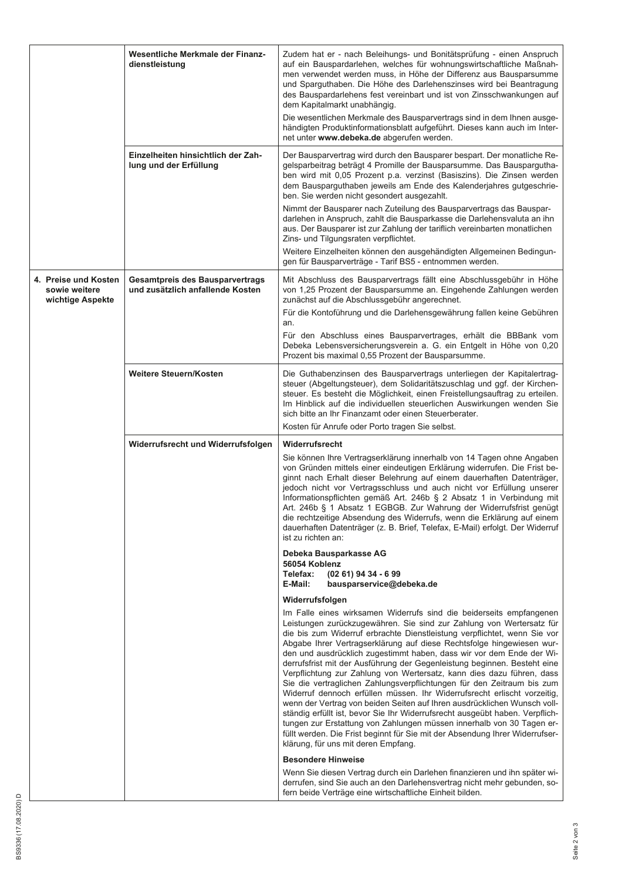| | | |
|---|---|---|
| | **Wesentliche Merkmale der Finanzdienstleistung** | Zudem hat er - nach Beleihungs- und Bonitätsprüfung - einen Anspruch auf ein Bauspardarlehen, welches für wohnungswirtschaftliche Maßnahmen verwendet werden muss, in Höhe der Differenz aus Bausparsumme und Sparguthaben. Die Höhe des Darlehenszinses wird bei Beantragung des Bauspardarlehens fest vereinbart und ist von Zinsschwankungen auf dem Kapitalmarkt unabhängig.<br><br>Die wesentlichen Merkmale des Bausparvertrags sind in dem Ihnen ausgehändigten Produktinformationsblatt aufgeführt. Dieses kann auch im Internet unter **www.debeka.de** abgerufen werden. |
| | **Einzelheiten hinsichtlich der Zahlung und der Erfüllung** | Der Bausparvertrag wird durch den Bausparer bespart. Der monatliche Regelsparbeitrag beträgt 4 Promille der Bausparsumme. Das Bausparguthaben wird mit 0,05 Prozent p.a. verzinst (Basiszins). Die Zinsen werden dem Bausparguthaben jeweils am Ende des Kalenderjahres gutgeschrieben. Sie werden nicht gesondert ausgezahlt.<br><br>Nimmt der Bausparer nach Zuteilung des Bausparvertrags das Bauspardarlehen in Anspruch, zahlt die Bausparkasse die Darlehensvaluta an ihn aus. Der Bausparer ist zur Zahlung der tariflich vereinbarten monatlichen Zins- und Tilgungsraten verpflichtet.<br><br>Weitere Einzelheiten können den ausgehändigten Allgemeinen Bedingungen für Bausparverträge - Tarif BS5 - entnommen werden. |
| **4. Preise und Kosten sowie weitere wichtige Aspekte** | **Gesamtpreis des Bausparvertrags und zusätzlich anfallende Kosten** | Mit Abschluss des Bausparvertrags fällt eine Abschlussgebühr in Höhe von 1,25 Prozent der Bausparsumme an. Eingehende Zahlungen werden zunächst auf die Abschlussgebühr angerechnet.<br><br>Für die Kontoführung und die Darlehensgewährung fallen keine Gebühren an.<br><br>Für den Abschluss eines Bausparvertrages, erhält die BBBank vom Debeka Lebensversicherungsverein a. G. ein Entgelt in Höhe von 0,20 Prozent bis maximal 0,55 Prozent der Bausparsumme. |
| | **Weitere Steuern/Kosten** | Die Guthabenzinsen des Bausparvertrags unterliegen der Kapitalertragsteuer (Abgeltungsteuer), dem Solidaritätszuschlag und ggf. der Kirchensteuer. Es besteht die Möglichkeit, einen Freistellungsauftrag zu erteilen. Im Hinblick auf die individuellen steuerlichen Auswirkungen wenden Sie sich bitte an Ihr Finanzamt oder einen Steuerberater.<br><br>Kosten für Anrufe oder Porto tragen Sie selbst. |
| | **Widerrufsrecht und Widerrufsfolgen** | **Widerrufsrecht**<br><br>Sie können Ihre Vertragserklärung innerhalb von 14 Tagen ohne Angaben von Gründen mittels einer eindeutigen Erklärung widerrufen. Die Frist beginnt nach Erhalt dieser Belehrung auf einem dauerhaften Datenträger, jedoch nicht vor Vertragsschluss und auch nicht vor Erfüllung unserer Informationspflichten gemäß Art. 246b § 2 Absatz 1 in Verbindung mit Art. 246b § 1 Absatz 1 EGBGB. Zur Wahrung der Widerrufsfrist genügt die rechtzeitige Absendung des Widerrufs, wenn die Erklärung auf einem dauerhaften Datenträger (z. B. Brief, Telefax, E-Mail) erfolgt. Der Widerruf ist zu richten an:<br><br>**Debeka Bausparkasse AG**<br>**56054 Koblenz**<br>**Telefax: (02 61) 94 34 - 6 99**<br>**E-Mail: bausparservice@debeka.de**<br><br>**Widerrufsfolgen**<br><br>Im Falle eines wirksamen Widerrufs sind die beiderseits empfangenen Leistungen zurückzugewähren. Sie sind zur Zahlung von Wertersatz für die bis zum Widerruf erbrachte Dienstleistung verpflichtet, wenn Sie vor Abgabe Ihrer Vertragserklärung auf diese Rechtsfolge hingewiesen wurden und ausdrücklich zugestimmt haben, dass wir vor dem Ende der Widerrufsfrist mit der Ausführung der Gegenleistung beginnen. Besteht eine Verpflichtung zur Zahlung von Wertersatz, kann dies dazu führen, dass Sie die vertraglichen Zahlungsverpflichtungen für den Zeitraum bis zum Widerruf dennoch erfüllen müssen. Ihr Widerrufsrecht erlischt vorzeitig, wenn der Vertrag von beiden Seiten auf Ihren ausdrücklichen Wunsch vollständig erfüllt ist, bevor Sie Ihr Widerrufsrecht ausgeübt haben. Verpflichtungen zur Erstattung von Zahlungen müssen innerhalb von 30 Tagen erfüllt werden. Die Frist beginnt für Sie mit der Absendung Ihrer Widerrufserklärung, für uns mit deren Empfang.<br><br>**Besondere Hinweise**<br><br>Wenn Sie diesen Vertrag durch ein Darlehen finanzieren und ihn später widerrufen, sind Sie auch an den Darlehensvertrag nicht mehr gebunden, sofern beide Verträge eine wirtschaftliche Einheit bilden. |

BS9336 (17.08.2020) D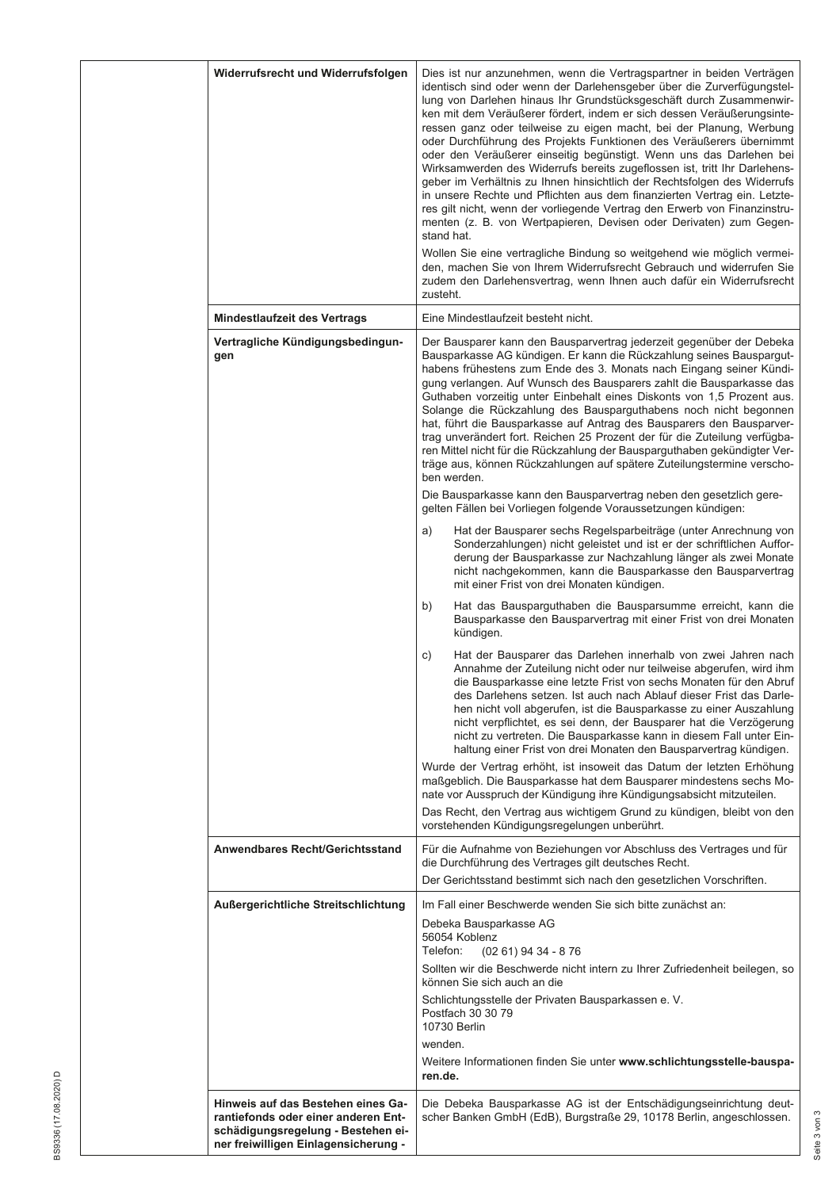| | |
|---|---|
| **Widerrufsrecht und Widerrufsfolgen** | Dies ist nur anzunehmen, wenn die Vertragspartner in beiden Verträgen identisch sind oder wenn der Darlehensgeber über die Zurverfügungstellung von Darlehen hinaus Ihr Grundstücksgeschäft durch Zusammenwirken mit dem Veräußerer fördert, indem er sich dessen Veräußerungsinteressen ganz oder teilweise zu eigen macht, bei der Planung, Werbung oder Durchführung des Projekts Funktionen des Veräußerers übernimmt oder den Veräußerer einseitig begünstigt. Wenn uns das Darlehen bei Wirksamwerden des Widerrufs bereits zugeflossen ist, tritt Ihr Darlehensgeber im Verhältnis zu Ihnen hinsichtlich der Rechtsfolgen des Widerrufs in unsere Rechte und Pflichten aus dem finanzierten Vertrag ein. Letzteres gilt nicht, wenn der vorliegende Vertrag den Erwerb von Finanzinstrumenten (z. B. von Wertpapieren, Devisen oder Derivaten) zum Gegenstand hat.<br><br>Wollen Sie eine vertragliche Bindung so weitgehend wie möglich vermeiden, machen Sie von Ihrem Widerrufsrecht Gebrauch und widerrufen Sie zudem den Darlehensvertrag, wenn Ihnen auch dafür ein Widerrufsrecht zusteht. |
| **Mindestlaufzeit des Vertrags** | Eine Mindestlaufzeit besteht nicht. |
| **Vertragliche Kündigungsbedingungen** | Der Bausparer kann den Bausparvertrag jederzeit gegenüber der Debeka Bausparkasse AG kündigen. Er kann die Rückzahlung seines Bausparguthabens frühestens zum Ende des 3. Monats nach Eingang seiner Kündigung verlangen. Auf Wunsch des Bausparers zahlt die Bausparkasse das Guthaben vorzeitig unter Einbehalt eines Diskonts von 1,5 Prozent aus. Solange die Rückzahlung des Bausparguthabens noch nicht begonnen hat, führt die Bausparkasse auf Antrag des Bausparers den Bausparvertrag unverändert fort. Reichen 25 Prozent der für die Zuteilung verfügbaren Mittel nicht für die Rückzahlung der Bausparguthaben gekündigter Verträge aus, können Rückzahlungen auf spätere Zuteilungstermine verschoben werden.<br><br>Die Bausparkasse kann den Bausparvertrag neben den gesetzlich geregelten Fällen bei Vorliegen folgende Voraussetzungen kündigen:<br><br>a) Hat der Bausparer sechs Regelsparbeiträge (unter Anrechnung von Sonderzahlungen) nicht geleistet und ist er der schriftlichen Aufforderung der Bausparkasse zur Nachzahlung länger als zwei Monate nicht nachgekommen, kann die Bausparkasse den Bausparvertrag mit einer Frist von drei Monaten kündigen.<br><br>b) Hat das Bausparguthaben die Bausparsumme erreicht, kann die Bausparkasse den Bausparvertrag mit einer Frist von drei Monaten kündigen.<br><br>c) Hat der Bausparer das Darlehen innerhalb von zwei Jahren nach Annahme der Zuteilung nicht oder nur teilweise abgerufen, wird ihm die Bausparkasse eine letzte Frist von sechs Monaten für den Abruf des Darlehens setzen. Ist auch nach Ablauf dieser Frist das Darlehen nicht voll abgerufen, ist die Bausparkasse zu einer Auszahlung nicht verpflichtet, es sei denn, der Bausparer hat die Verzögerung nicht zu vertreten. Die Bausparkasse kann in diesem Fall unter Einhaltung einer Frist von drei Monaten den Bausparvertrag kündigen.<br><br>Wurde der Vertrag erhöht, ist insoweit das Datum der letzten Erhöhung maßgeblich. Die Bausparkasse hat dem Bausparer mindestens sechs Monate vor Ausspruch der Kündigung ihre Kündigungsabsicht mitzuteilen.<br><br>Das Recht, den Vertrag aus wichtigem Grund zu kündigen, bleibt von den vorstehenden Kündigungsregelungen unberührt. |
| **Anwendbares Recht/Gerichtsstand** | Für die Aufnahme von Beziehungen vor Abschluss des Vertrages und für die Durchführung des Vertrages gilt deutsches Recht.<br><br>Der Gerichtsstand bestimmt sich nach den gesetzlichen Vorschriften. |
| **Außergerichtliche Streitschlichtung** | Im Fall einer Beschwerde wenden Sie sich bitte zunächst an:<br><br>Debeka Bausparkasse AG<br>56054 Koblenz<br>Telefon: (02 61) 94 34 - 8 76<br><br>Sollten wir die Beschwerde nicht intern zu Ihrer Zufriedenheit beilegen, so können Sie sich auch an die<br><br>Schlichtungsstelle der Privaten Bausparkassen e. V.<br>Postfach 30 30 79<br>10730 Berlin<br><br>wenden.<br><br>Weitere Informationen finden Sie unter **www.schlichtungsstelle-bausparen.de.** |
| **Hinweis auf das Bestehen eines Garantiefonds oder einer anderen Entschädigungsregelung - Bestehen einer freiwilligen Einlagensicherung -** | Die Debeka Bausparkasse AG ist der Entschädigungseinrichtung deutscher Banken GmbH (EdB), Burgstraße 29, 10178 Berlin, angeschlossen. |

BS9336 (17.08.2020) D